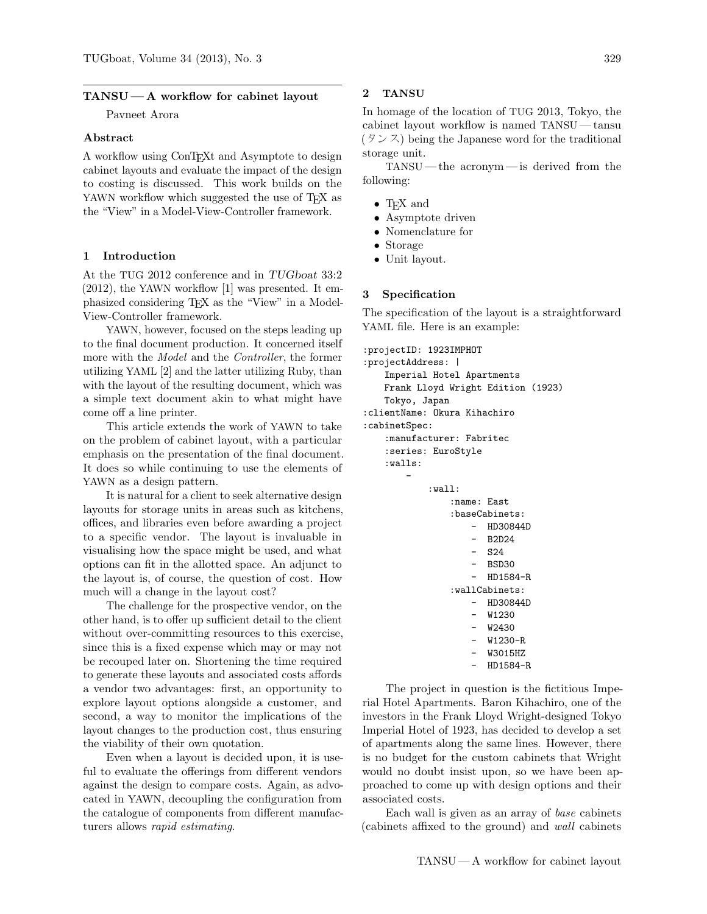## TANSU — A workflow for cabinet layout

Pavneet Arora

### Abstract

A workflow using ConTEXt and Asymptote to design cabinet layouts and evaluate the impact of the design to costing is discussed. This work builds on the YAWN workflow which suggested the use of TEX as the "View" in a Model-View-Controller framework.

### 1 Introduction

At the TUG 2012 conference and in *TUGboat* 33:2 (2012), the YAWN workflow [1] was presented. It emphasized considering TEX as the "View" in a Model-View-Controller framework.

YAWN, however, focused on the steps leading up to the final document production. It concerned itself more with the *Model* and the *Controller*, the former utilizing YAML [2] and the latter utilizing Ruby, than with the layout of the resulting document, which was a simple text document akin to what might have come off a line printer.

This article extends the work of YAWN to take on the problem of cabinet layout, with a particular emphasis on the presentation of the final document. It does so while continuing to use the elements of YAWN as a design pattern.

It is natural for a client to seek alternative design layouts for storage units in areas such as kitchens, offices, and libraries even before awarding a project to a specific vendor. The layout is invaluable in visualising how the space might be used, and what options can fit in the allotted space. An adjunct to the layout is, of course, the question of cost. How much will a change in the layout cost?

The challenge for the prospective vendor, on the other hand, is to offer up sufficient detail to the client without over-committing resources to this exercise, since this is a fixed expense which may or may not be recouped later on. Shortening the time required to generate these layouts and associated costs affords a vendor two advantages: first, an opportunity to explore layout options alongside a customer, and second, a way to monitor the implications of the layout changes to the production cost, thus ensuring the viability of their own quotation.

Even when a layout is decided upon, it is useful to evaluate the offerings from different vendors against the design to compare costs. Again, as advocated in YAWN, decoupling the configuration from the catalogue of components from different manufacturers allows *rapid estimating*.

### 2 TANSU

In homage of the location of TUG 2013, Tokyo, the cabinet layout workflow is named TANSU — tansu (タンス) being the Japanese word for the traditional storage unit.

TANSU — the acronym — is derived from the following:

- TEX and
- Asymptote driven
- Nomenclature for
- Storage
- Unit layout.

### 3 Specification

The specification of the layout is a straightforward YAML file. Here is an example:

```
:projectID: 1923IMPHOT
:projectAddress: |
    Imperial Hotel Apartments
    Frank Lloyd Wright Edition (1923)
    Tokyo, Japan
:clientName: Okura Kihachiro
:cabinetSpec:
    :manufacturer: Fabritec
    :series: EuroStyle
    :walls:
        -
            :wall:
                :name: East
                :baseCabinets:
                    -  HD30844D
                    -  B2D24
                    -  S24
                    -  BSD30
                    -  HD1584-R
                :wallCabinets:
                    -  HD30844D
                    -  W1230
                    -  W2430
                    -  W1230-R
                    -  W3015HZ
                    -  HD1584-R
```

The project in question is the fictitious Imperial Hotel Apartments. Baron Kihachiro, one of the investors in the Frank Lloyd Wright-designed Tokyo Imperial Hotel of 1923, has decided to develop a set of apartments along the same lines. However, there is no budget for the custom cabinets that Wright would no doubt insist upon, so we have been approached to come up with design options and their associated costs.

Each wall is given as an array of *base* cabinets (cabinets affixed to the ground) and *wall* cabinets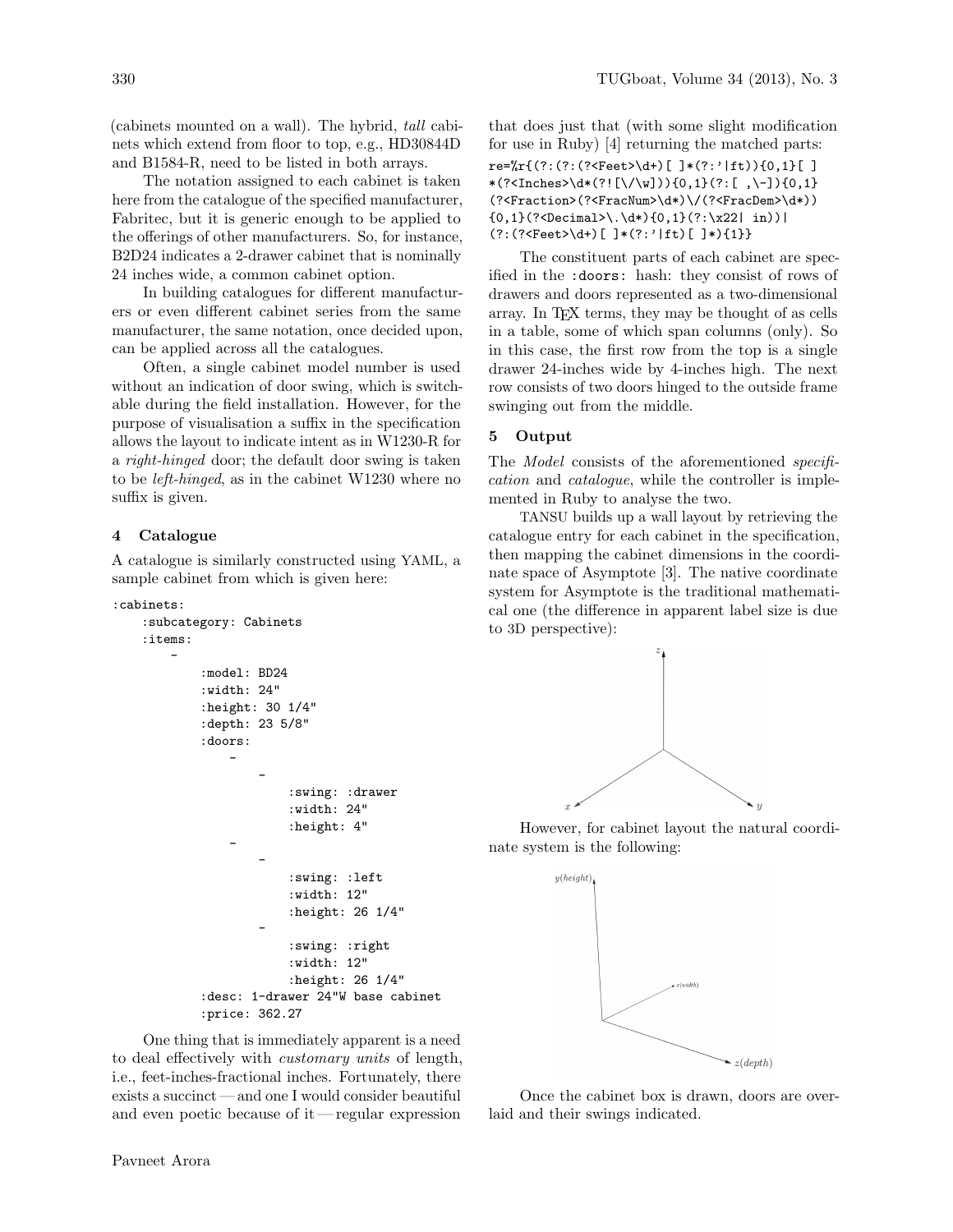(cabinets mounted on a wall). The hybrid, *tall* cabinets which extend from floor to top, e.g., HD30844D and B1584-R, need to be listed in both arrays.

The notation assigned to each cabinet is taken here from the catalogue of the specified manufacturer, Fabritec, but it is generic enough to be applied to the offerings of other manufacturers. So, for instance, B2D24 indicates a 2-drawer cabinet that is nominally 24 inches wide, a common cabinet option.

In building catalogues for different manufacturers or even different cabinet series from the same manufacturer, the same notation, once decided upon, can be applied across all the catalogues.

Often, a single cabinet model number is used without an indication of door swing, which is switchable during the field installation. However, for the purpose of visualisation a suffix in the specification allows the layout to indicate intent as in W1230-R for a *right-hinged* door; the default door swing is taken to be *left-hinged*, as in the cabinet W1230 where no suffix is given.

## 4 Catalogue

A catalogue is similarly constructed using YAML, a sample cabinet from which is given here:

```
:cabinets:
    :subcategory: Cabinets
    :items:
        -
            :model: BD24
            :width: 24"
            :height: 30 1/4"
            :depth: 23 5/8"
            :doors:
                -
                    -
                        :swing: :drawer
                        :width: 24"
                        :height: 4"
                -
                    -
                        :swing: :left
                        :width: 12"
                        :height: 26 1/4"
                    -
                        :swing: :right
                        :width: 12"
                        :height: 26 1/4"
            :desc: 1-drawer 24"W base cabinet
            :price: 362.27
```

One thing that is immediately apparent is a need to deal effectively with *customary units* of length, i.e., feet-inches-fractional inches. Fortunately, there exists a succinct — and one I would consider beautiful and even poetic because of it — regular expression that does just that (with some slight modification for use in Ruby) [4] returning the matched parts:

```
re=%r{(?:(?:(?<Feet>\d+)[ ]*(?:'|ft)){0,1}[ ]
*(?<Inches>\d*(?![\/\w])){0,1}(?:[ ,\-]){0,1}
(?<Fraction>(?<FracNum>\d*)\/(?<FracDem>\d*))
{0,1}(?<Decimal>\.\d*){0,1}(?:\x22| in))|
(?:(?<Feet>\d+)[ ]*(?:'|ft)[ ]*){1}}
```

The constituent parts of each cabinet are specified in the `:doors:` hash: they consist of rows of drawers and doors represented as a two-dimensional array. In TEX terms, they may be thought of as cells in a table, some of which span columns (only). So in this case, the first row from the top is a single drawer 24-inches wide by 4-inches high. The next row consists of two doors hinged to the outside frame swinging out from the middle.

## 5 Output

The *Model* consists of the aforementioned *specification* and *catalogue*, while the controller is implemented in Ruby to analyse the two.

TANSU builds up a wall layout by retrieving the catalogue entry for each cabinet in the specification, then mapping the cabinet dimensions in the coordinate space of Asymptote [3]. The native coordinate system for Asymptote is the traditional mathematical one (the difference in apparent label size is due to 3D perspective):

However, for cabinet layout the natural coordinate system is the following:

Once the cabinet box is drawn, doors are overlaid and their swings indicated.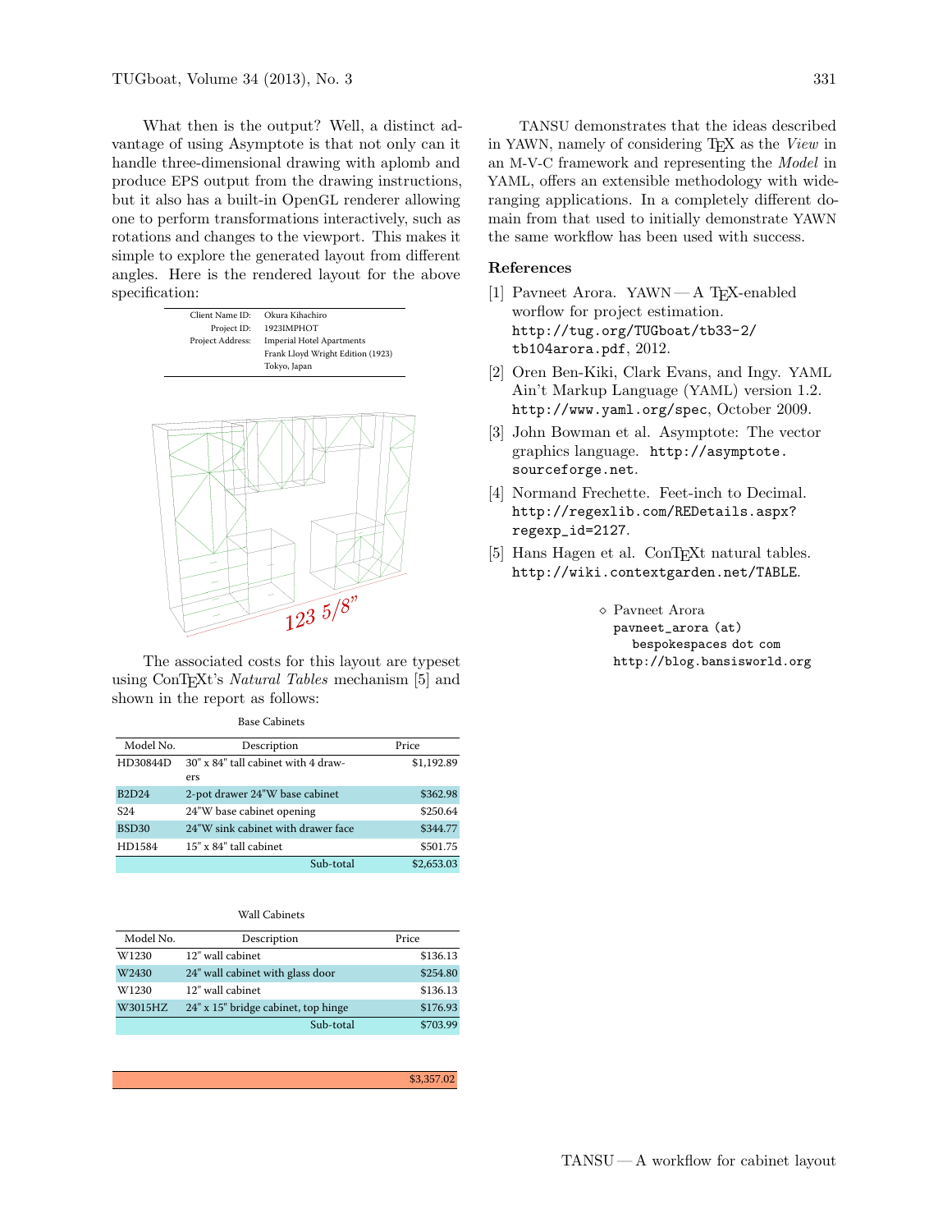What then is the output? Well, a distinct advantage of using Asymptote is that not only can it handle three-dimensional drawing with aplomb and produce EPS output from the drawing instructions, but it also has a built-in OpenGL renderer allowing one to perform transformations interactively, such as rotations and changes to the viewport. This makes it simple to explore the generated layout from different angles. Here is the rendered layout for the above specification:

| | |
|---|---|
| Client Name ID: | Okura Kihachiro |
| Project ID: | 1923IMPHOT |
| Project Address: | Imperial Hotel Apartments |
| | Frank Lloyd Wright Edition (1923) |
| | Tokyo, Japan |

123 5/8"

The associated costs for this layout are typeset using ConTEXt's *Natural Tables* mechanism [5] and shown in the report as follows:

Base Cabinets

| Model No. | Description | Price |
|---|---|---|
| HD30844D | 30" x 84" tall cabinet with 4 drawers | $1,192.89 |
| B2D24 | 2-pot drawer 24"W base cabinet | $362.98 |
| S24 | 24"W base cabinet opening | $250.64 |
| BSD30 | 24"W sink cabinet with drawer face | $344.77 |
| HD1584 | 15" x 84" tall cabinet | $501.75 |
| | Sub-total | $2,653.03 |

Wall Cabinets

| Model No. | Description | Price |
|---|---|---|
| W1230 | 12" wall cabinet | $136.13 |
| W2430 | 24" wall cabinet with glass door | $254.80 |
| W1230 | 12" wall cabinet | $136.13 |
| W3015HZ | 24" x 15" bridge cabinet, top hinge | $176.93 |
| | Sub-total | $703.99 |

| | |
|---|---|
| | $3,357.02 |

TANSU demonstrates that the ideas described in YAWN, namely of considering TEX as the *View* in an M-V-C framework and representing the *Model* in YAML, offers an extensible methodology with wide-ranging applications. In a completely different domain from that used to initially demonstrate YAWN the same workflow has been used with success.

## References

[1] Pavneet Arora. YAWN — A TEX-enabled worflow for project estimation. `http://tug.org/TUGboat/tb33-2/tb104arora.pdf`, 2012.

[2] Oren Ben-Kiki, Clark Evans, and Ingy. YAML Ain't Markup Language (YAML) version 1.2. `http://www.yaml.org/spec`, October 2009.

[3] John Bowman et al. Asymptote: The vector graphics language. `http://asymptote.sourceforge.net`.

[4] Normand Frechette. Feet-inch to Decimal. `http://regexlib.com/REDetails.aspx?regexp_id=2127`.

[5] Hans Hagen et al. ConTEXt natural tables. `http://wiki.contextgarden.net/TABLE`.

◇ Pavneet Arora
`pavneet_arora (at) bespokespaces dot com`
`http://blog.bansisworld.org`